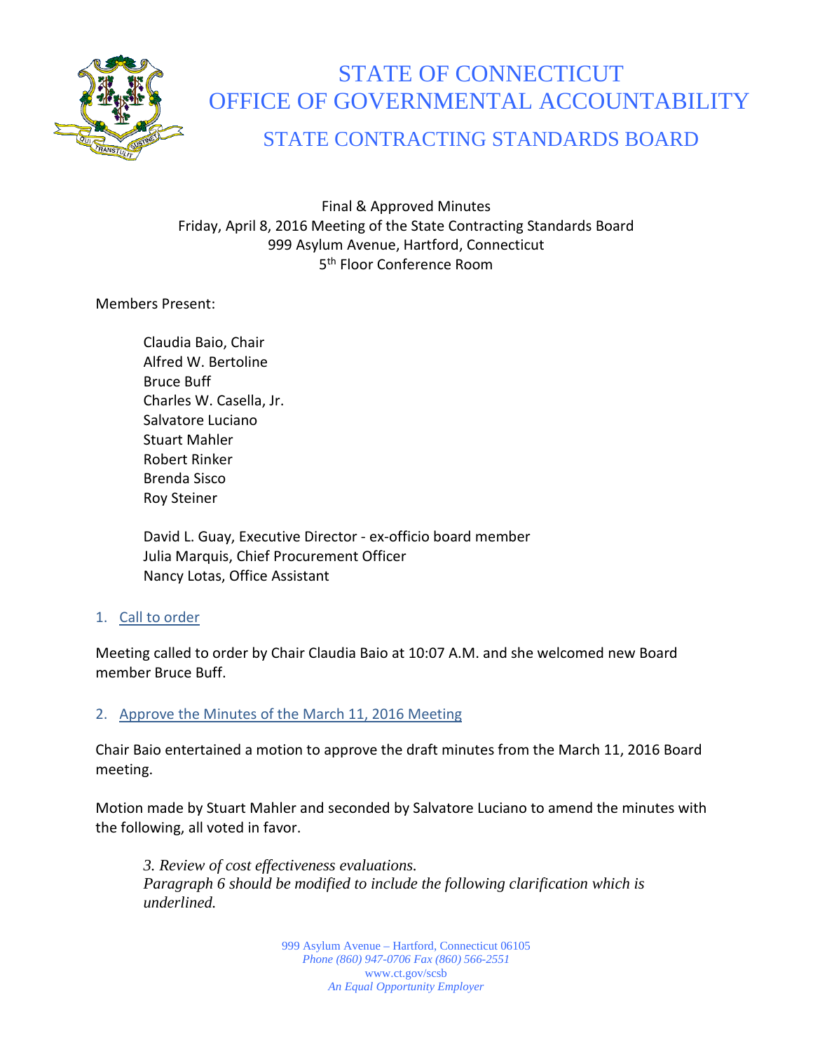# STATE OF CONNECTICUT
# OFFICE OF GOVERNMENTAL ACCOUNTABILITY
## STATE CONTRACTING STANDARDS BOARD

Final & Approved Minutes
Friday, April 8, 2016 Meeting of the State Contracting Standards Board
999 Asylum Avenue, Hartford, Connecticut
5th Floor Conference Room

Members Present:

Claudia Baio, Chair
Alfred W. Bertoline
Bruce Buff
Charles W. Casella, Jr.
Salvatore Luciano
Stuart Mahler
Robert Rinker
Brenda Sisco
Roy Steiner

David L. Guay, Executive Director - ex-officio board member
Julia Marquis, Chief Procurement Officer
Nancy Lotas, Office Assistant

1. Call to order

Meeting called to order by Chair Claudia Baio at 10:07 A.M. and she welcomed new Board member Bruce Buff.

2. Approve the Minutes of the March 11, 2016 Meeting

Chair Baio entertained a motion to approve the draft minutes from the March 11, 2016 Board meeting.

Motion made by Stuart Mahler and seconded by Salvatore Luciano to amend the minutes with the following, all voted in favor.

*3. Review of cost effectiveness evaluations.*
*Paragraph 6 should be modified to include the following clarification which is underlined.*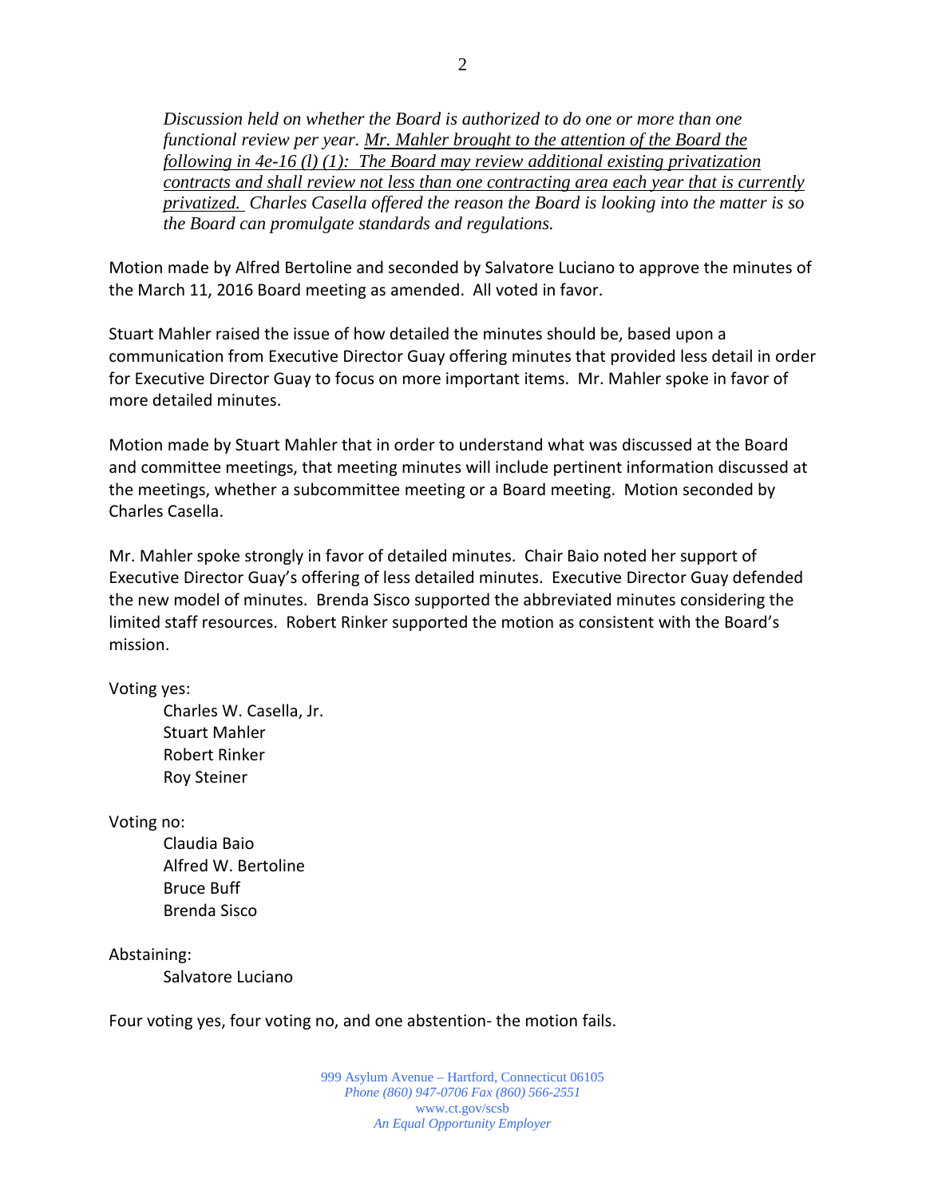*Discussion held on whether the Board is authorized to do one or more than one functional review per year. Mr. Mahler brought to the attention of the Board the following in 4e-16 (l) (1): The Board may review additional existing privatization contracts and shall review not less than one contracting area each year that is currently privatized. Charles Casella offered the reason the Board is looking into the matter is so the Board can promulgate standards and regulations.*

Motion made by Alfred Bertoline and seconded by Salvatore Luciano to approve the minutes of the March 11, 2016 Board meeting as amended. All voted in favor.

Stuart Mahler raised the issue of how detailed the minutes should be, based upon a communication from Executive Director Guay offering minutes that provided less detail in order for Executive Director Guay to focus on more important items. Mr. Mahler spoke in favor of more detailed minutes.

Motion made by Stuart Mahler that in order to understand what was discussed at the Board and committee meetings, that meeting minutes will include pertinent information discussed at the meetings, whether a subcommittee meeting or a Board meeting. Motion seconded by Charles Casella.

Mr. Mahler spoke strongly in favor of detailed minutes. Chair Baio noted her support of Executive Director Guay's offering of less detailed minutes. Executive Director Guay defended the new model of minutes. Brenda Sisco supported the abbreviated minutes considering the limited staff resources. Robert Rinker supported the motion as consistent with the Board's mission.

Voting yes:

Charles W. Casella, Jr.
Stuart Mahler
Robert Rinker
Roy Steiner

Voting no:

Claudia Baio
Alfred W. Bertoline
Bruce Buff
Brenda Sisco

Abstaining:

Salvatore Luciano

Four voting yes, four voting no, and one abstention- the motion fails.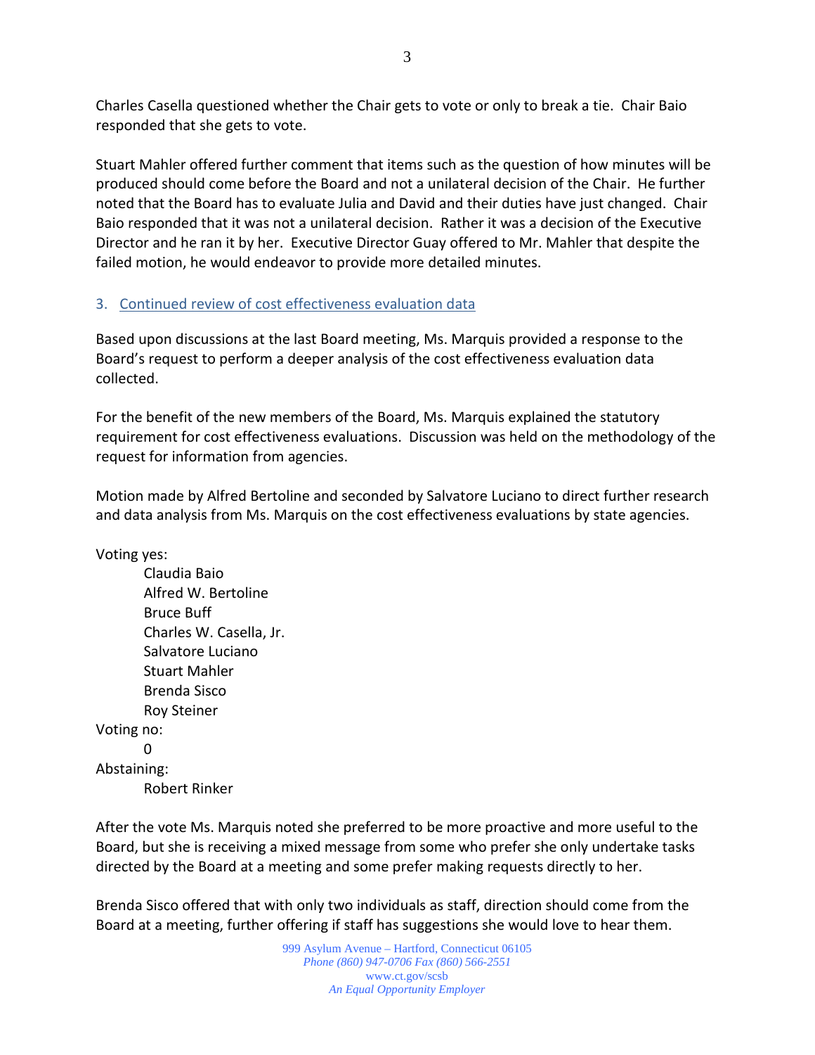Charles Casella questioned whether the Chair gets to vote or only to break a tie. Chair Baio responded that she gets to vote.

Stuart Mahler offered further comment that items such as the question of how minutes will be produced should come before the Board and not a unilateral decision of the Chair. He further noted that the Board has to evaluate Julia and David and their duties have just changed. Chair Baio responded that it was not a unilateral decision. Rather it was a decision of the Executive Director and he ran it by her. Executive Director Guay offered to Mr. Mahler that despite the failed motion, he would endeavor to provide more detailed minutes.

### 3. Continued review of cost effectiveness evaluation data

Based upon discussions at the last Board meeting, Ms. Marquis provided a response to the Board's request to perform a deeper analysis of the cost effectiveness evaluation data collected.

For the benefit of the new members of the Board, Ms. Marquis explained the statutory requirement for cost effectiveness evaluations. Discussion was held on the methodology of the request for information from agencies.

Motion made by Alfred Bertoline and seconded by Salvatore Luciano to direct further research and data analysis from Ms. Marquis on the cost effectiveness evaluations by state agencies.

Voting yes:
- Claudia Baio
- Alfred W. Bertoline
- Bruce Buff
- Charles W. Casella, Jr.
- Salvatore Luciano
- Stuart Mahler
- Brenda Sisco
- Roy Steiner

Voting no:
- 0

Abstaining:
- Robert Rinker

After the vote Ms. Marquis noted she preferred to be more proactive and more useful to the Board, but she is receiving a mixed message from some who prefer she only undertake tasks directed by the Board at a meeting and some prefer making requests directly to her.

Brenda Sisco offered that with only two individuals as staff, direction should come from the Board at a meeting, further offering if staff has suggestions she would love to hear them.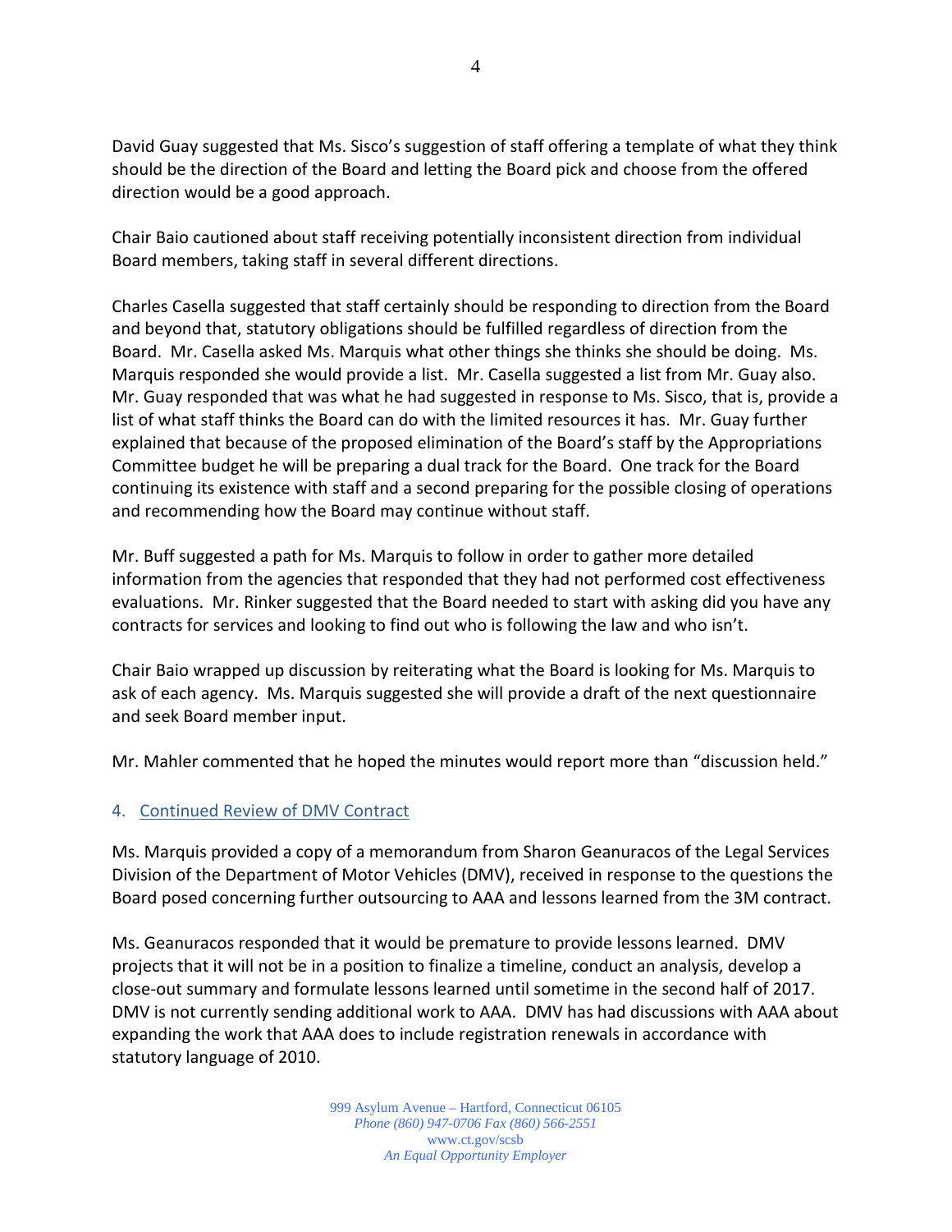David Guay suggested that Ms. Sisco's suggestion of staff offering a template of what they think should be the direction of the Board and letting the Board pick and choose from the offered direction would be a good approach.

Chair Baio cautioned about staff receiving potentially inconsistent direction from individual Board members, taking staff in several different directions.

Charles Casella suggested that staff certainly should be responding to direction from the Board and beyond that, statutory obligations should be fulfilled regardless of direction from the Board. Mr. Casella asked Ms. Marquis what other things she thinks she should be doing. Ms. Marquis responded she would provide a list. Mr. Casella suggested a list from Mr. Guay also. Mr. Guay responded that was what he had suggested in response to Ms. Sisco, that is, provide a list of what staff thinks the Board can do with the limited resources it has. Mr. Guay further explained that because of the proposed elimination of the Board's staff by the Appropriations Committee budget he will be preparing a dual track for the Board. One track for the Board continuing its existence with staff and a second preparing for the possible closing of operations and recommending how the Board may continue without staff.

Mr. Buff suggested a path for Ms. Marquis to follow in order to gather more detailed information from the agencies that responded that they had not performed cost effectiveness evaluations. Mr. Rinker suggested that the Board needed to start with asking did you have any contracts for services and looking to find out who is following the law and who isn't.

Chair Baio wrapped up discussion by reiterating what the Board is looking for Ms. Marquis to ask of each agency. Ms. Marquis suggested she will provide a draft of the next questionnaire and seek Board member input.

Mr. Mahler commented that he hoped the minutes would report more than "discussion held."

## 4. Continued Review of DMV Contract

Ms. Marquis provided a copy of a memorandum from Sharon Geanuracos of the Legal Services Division of the Department of Motor Vehicles (DMV), received in response to the questions the Board posed concerning further outsourcing to AAA and lessons learned from the 3M contract.

Ms. Geanuracos responded that it would be premature to provide lessons learned. DMV projects that it will not be in a position to finalize a timeline, conduct an analysis, develop a close-out summary and formulate lessons learned until sometime in the second half of 2017. DMV is not currently sending additional work to AAA. DMV has had discussions with AAA about expanding the work that AAA does to include registration renewals in accordance with statutory language of 2010.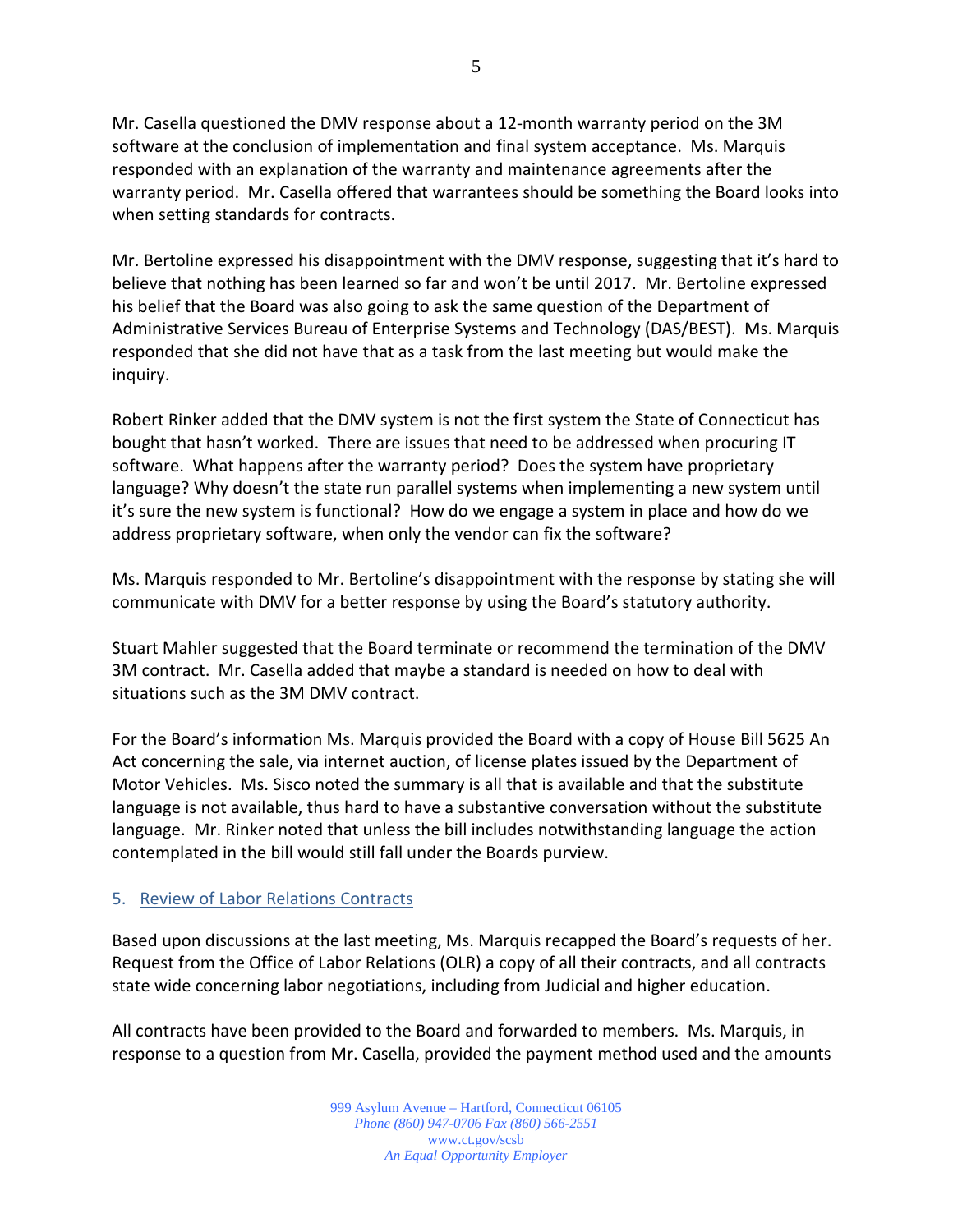Mr. Casella questioned the DMV response about a 12-month warranty period on the 3M software at the conclusion of implementation and final system acceptance. Ms. Marquis responded with an explanation of the warranty and maintenance agreements after the warranty period. Mr. Casella offered that warrantees should be something the Board looks into when setting standards for contracts.

Mr. Bertoline expressed his disappointment with the DMV response, suggesting that it's hard to believe that nothing has been learned so far and won't be until 2017. Mr. Bertoline expressed his belief that the Board was also going to ask the same question of the Department of Administrative Services Bureau of Enterprise Systems and Technology (DAS/BEST). Ms. Marquis responded that she did not have that as a task from the last meeting but would make the inquiry.

Robert Rinker added that the DMV system is not the first system the State of Connecticut has bought that hasn't worked. There are issues that need to be addressed when procuring IT software. What happens after the warranty period? Does the system have proprietary language? Why doesn't the state run parallel systems when implementing a new system until it's sure the new system is functional? How do we engage a system in place and how do we address proprietary software, when only the vendor can fix the software?

Ms. Marquis responded to Mr. Bertoline's disappointment with the response by stating she will communicate with DMV for a better response by using the Board's statutory authority.

Stuart Mahler suggested that the Board terminate or recommend the termination of the DMV 3M contract. Mr. Casella added that maybe a standard is needed on how to deal with situations such as the 3M DMV contract.

For the Board's information Ms. Marquis provided the Board with a copy of House Bill 5625 An Act concerning the sale, via internet auction, of license plates issued by the Department of Motor Vehicles. Ms. Sisco noted the summary is all that is available and that the substitute language is not available, thus hard to have a substantive conversation without the substitute language. Mr. Rinker noted that unless the bill includes notwithstanding language the action contemplated in the bill would still fall under the Boards purview.

5. Review of Labor Relations Contracts

Based upon discussions at the last meeting, Ms. Marquis recapped the Board's requests of her. Request from the Office of Labor Relations (OLR) a copy of all their contracts, and all contracts state wide concerning labor negotiations, including from Judicial and higher education.

All contracts have been provided to the Board and forwarded to members. Ms. Marquis, in response to a question from Mr. Casella, provided the payment method used and the amounts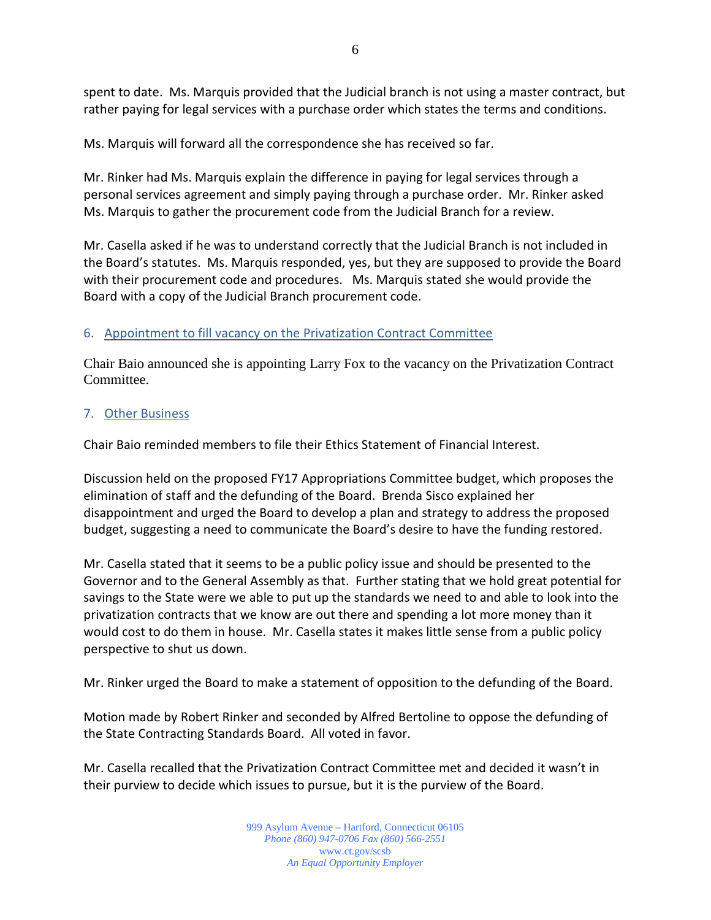spent to date. Ms. Marquis provided that the Judicial branch is not using a master contract, but rather paying for legal services with a purchase order which states the terms and conditions.

Ms. Marquis will forward all the correspondence she has received so far.

Mr. Rinker had Ms. Marquis explain the difference in paying for legal services through a personal services agreement and simply paying through a purchase order. Mr. Rinker asked Ms. Marquis to gather the procurement code from the Judicial Branch for a review.

Mr. Casella asked if he was to understand correctly that the Judicial Branch is not included in the Board's statutes. Ms. Marquis responded, yes, but they are supposed to provide the Board with their procurement code and procedures. Ms. Marquis stated she would provide the Board with a copy of the Judicial Branch procurement code.

## 6. Appointment to fill vacancy on the Privatization Contract Committee

Chair Baio announced she is appointing Larry Fox to the vacancy on the Privatization Contract Committee.

## 7. Other Business

Chair Baio reminded members to file their Ethics Statement of Financial Interest.

Discussion held on the proposed FY17 Appropriations Committee budget, which proposes the elimination of staff and the defunding of the Board. Brenda Sisco explained her disappointment and urged the Board to develop a plan and strategy to address the proposed budget, suggesting a need to communicate the Board's desire to have the funding restored.

Mr. Casella stated that it seems to be a public policy issue and should be presented to the Governor and to the General Assembly as that. Further stating that we hold great potential for savings to the State were we able to put up the standards we need to and able to look into the privatization contracts that we know are out there and spending a lot more money than it would cost to do them in house. Mr. Casella states it makes little sense from a public policy perspective to shut us down.

Mr. Rinker urged the Board to make a statement of opposition to the defunding of the Board.

Motion made by Robert Rinker and seconded by Alfred Bertoline to oppose the defunding of the State Contracting Standards Board. All voted in favor.

Mr. Casella recalled that the Privatization Contract Committee met and decided it wasn't in their purview to decide which issues to pursue, but it is the purview of the Board.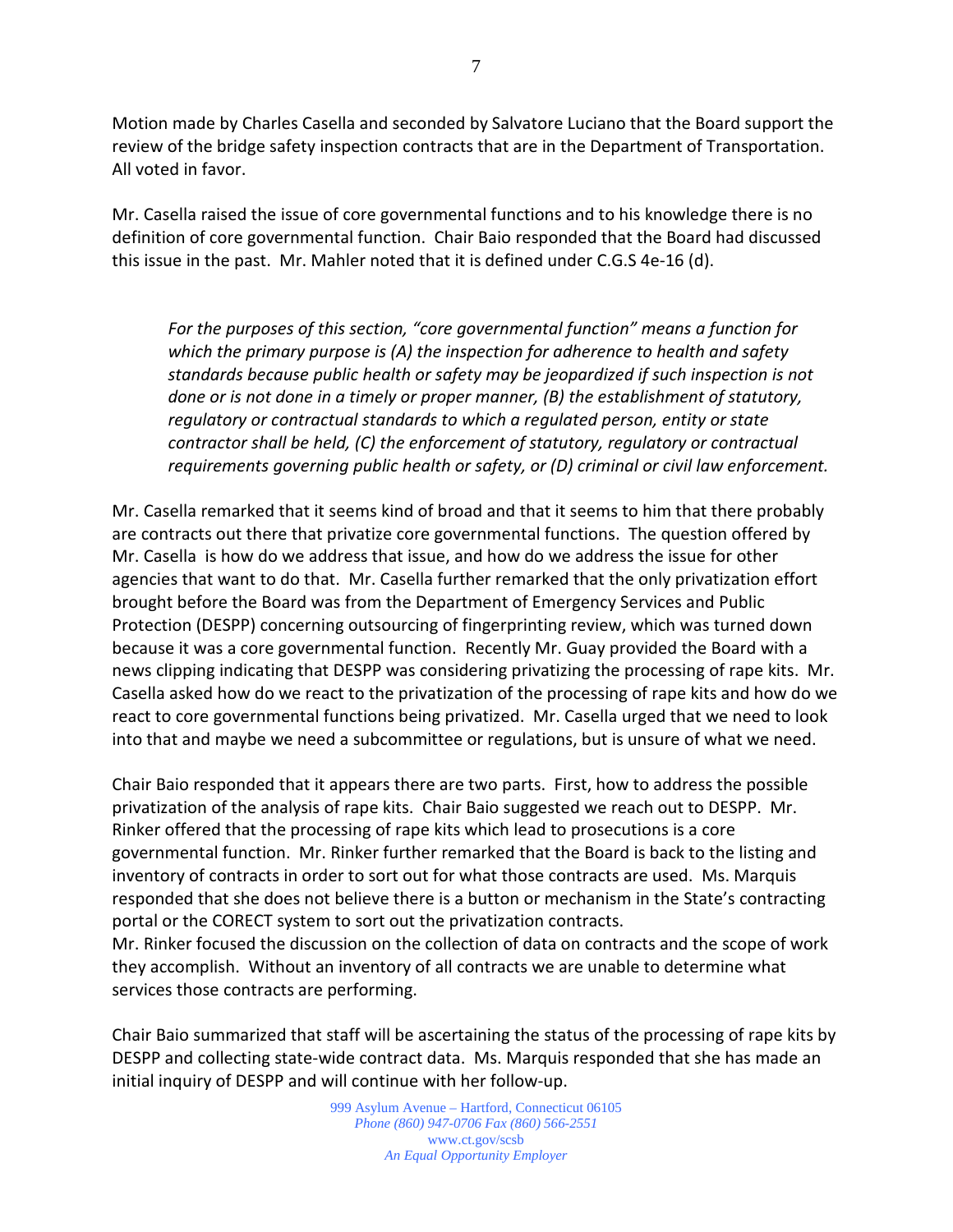Motion made by Charles Casella and seconded by Salvatore Luciano that the Board support the review of the bridge safety inspection contracts that are in the Department of Transportation. All voted in favor.

Mr. Casella raised the issue of core governmental functions and to his knowledge there is no definition of core governmental function. Chair Baio responded that the Board had discussed this issue in the past. Mr. Mahler noted that it is defined under C.G.S 4e-16 (d).

> *For the purposes of this section, "core governmental function" means a function for which the primary purpose is (A) the inspection for adherence to health and safety standards because public health or safety may be jeopardized if such inspection is not done or is not done in a timely or proper manner, (B) the establishment of statutory, regulatory or contractual standards to which a regulated person, entity or state contractor shall be held, (C) the enforcement of statutory, regulatory or contractual requirements governing public health or safety, or (D) criminal or civil law enforcement.*

Mr. Casella remarked that it seems kind of broad and that it seems to him that there probably are contracts out there that privatize core governmental functions. The question offered by Mr. Casella is how do we address that issue, and how do we address the issue for other agencies that want to do that. Mr. Casella further remarked that the only privatization effort brought before the Board was from the Department of Emergency Services and Public Protection (DESPP) concerning outsourcing of fingerprinting review, which was turned down because it was a core governmental function. Recently Mr. Guay provided the Board with a news clipping indicating that DESPP was considering privatizing the processing of rape kits. Mr. Casella asked how do we react to the privatization of the processing of rape kits and how do we react to core governmental functions being privatized. Mr. Casella urged that we need to look into that and maybe we need a subcommittee or regulations, but is unsure of what we need.

Chair Baio responded that it appears there are two parts. First, how to address the possible privatization of the analysis of rape kits. Chair Baio suggested we reach out to DESPP. Mr. Rinker offered that the processing of rape kits which lead to prosecutions is a core governmental function. Mr. Rinker further remarked that the Board is back to the listing and inventory of contracts in order to sort out for what those contracts are used. Ms. Marquis responded that she does not believe there is a button or mechanism in the State's contracting portal or the CORECT system to sort out the privatization contracts.
Mr. Rinker focused the discussion on the collection of data on contracts and the scope of work they accomplish. Without an inventory of all contracts we are unable to determine what services those contracts are performing.

Chair Baio summarized that staff will be ascertaining the status of the processing of rape kits by DESPP and collecting state-wide contract data. Ms. Marquis responded that she has made an initial inquiry of DESPP and will continue with her follow-up.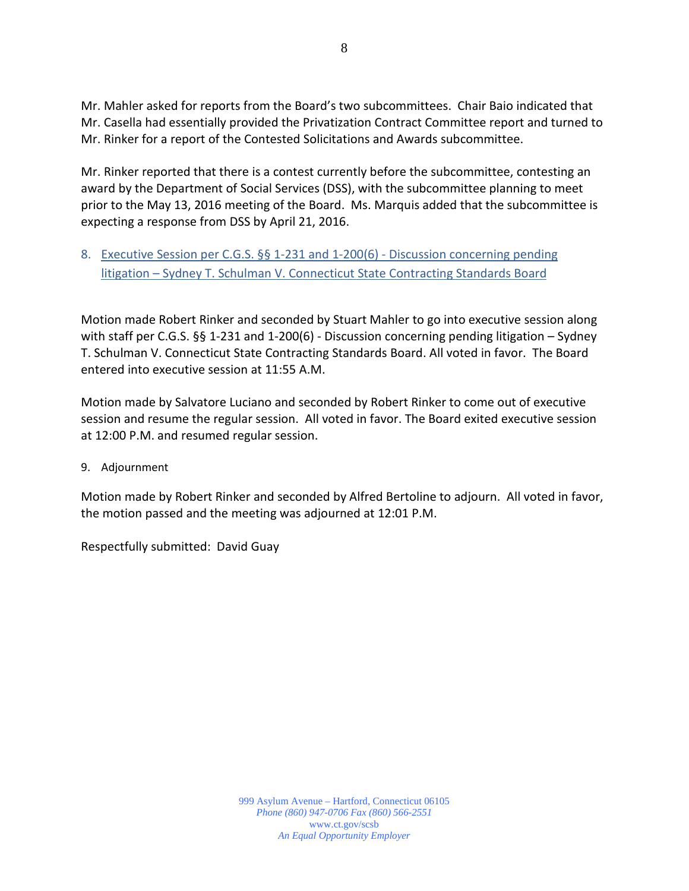Mr. Mahler asked for reports from the Board's two subcommittees. Chair Baio indicated that Mr. Casella had essentially provided the Privatization Contract Committee report and turned to Mr. Rinker for a report of the Contested Solicitations and Awards subcommittee.

Mr. Rinker reported that there is a contest currently before the subcommittee, contesting an award by the Department of Social Services (DSS), with the subcommittee planning to meet prior to the May 13, 2016 meeting of the Board. Ms. Marquis added that the subcommittee is expecting a response from DSS by April 21, 2016.

8. Executive Session per C.G.S. §§ 1-231 and 1-200(6) - Discussion concerning pending litigation – Sydney T. Schulman V. Connecticut State Contracting Standards Board

Motion made Robert Rinker and seconded by Stuart Mahler to go into executive session along with staff per C.G.S. §§ 1-231 and 1-200(6) - Discussion concerning pending litigation – Sydney T. Schulman V. Connecticut State Contracting Standards Board. All voted in favor. The Board entered into executive session at 11:55 A.M.

Motion made by Salvatore Luciano and seconded by Robert Rinker to come out of executive session and resume the regular session. All voted in favor. The Board exited executive session at 12:00 P.M. and resumed regular session.

9. Adjournment

Motion made by Robert Rinker and seconded by Alfred Bertoline to adjourn. All voted in favor, the motion passed and the meeting was adjourned at 12:01 P.M.

Respectfully submitted: David Guay